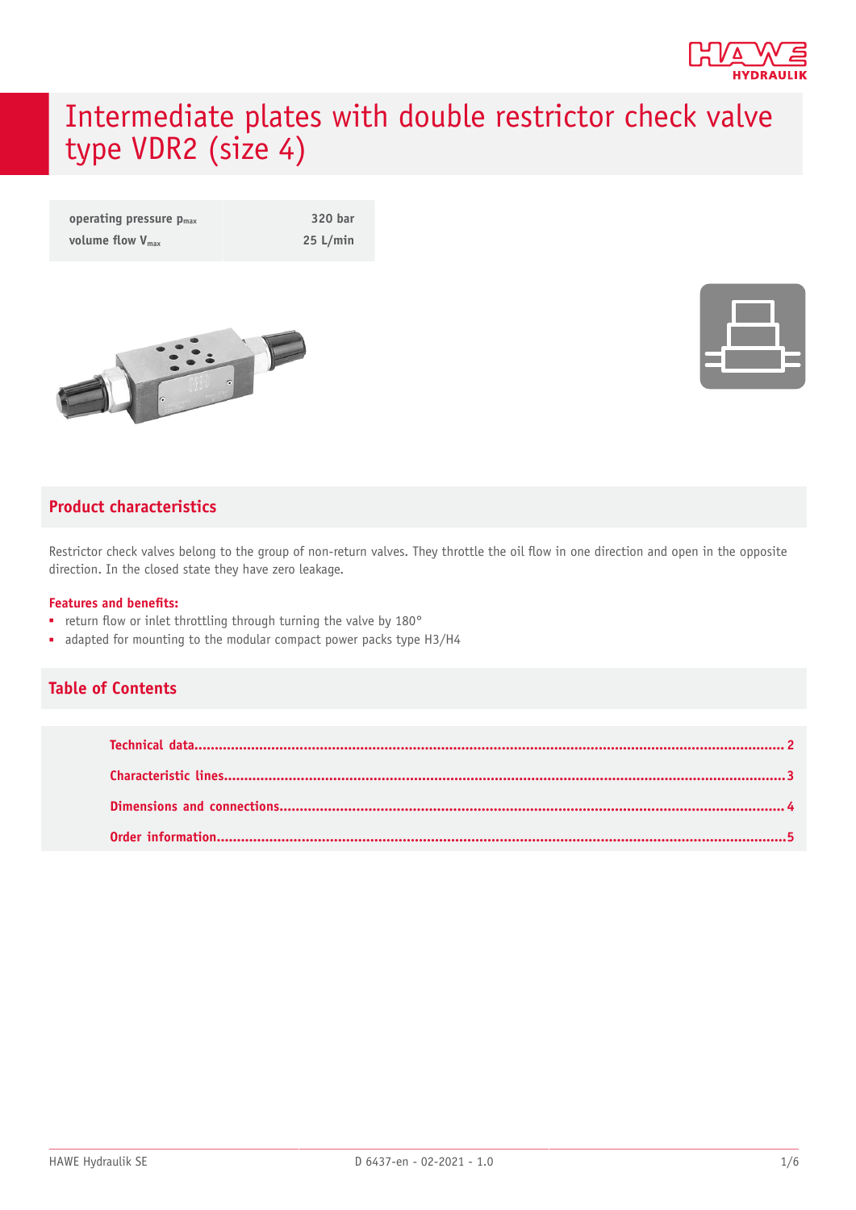# Intermediate plates with double restrictor check valve type VDR2 (size 4)

| operating pressure $p_{max}$ | 320 bar |
|---|---|
| volume flow $V_{max}$ | 25 L/min |

## Product characteristics

Restrictor check valves belong to the group of non-return valves. They throttle the oil flow in one direction and open in the opposite direction. In the closed state they have zero leakage.

**Features and benefits:**

- return flow or inlet throttling through turning the valve by 180°
- adapted for mounting to the modular compact power packs type H3/H4

## Table of Contents

Technical data............................................................ 2

Characteristic lines............................................................ 3

Dimensions and connections............................................................ 4

Order information............................................................ 5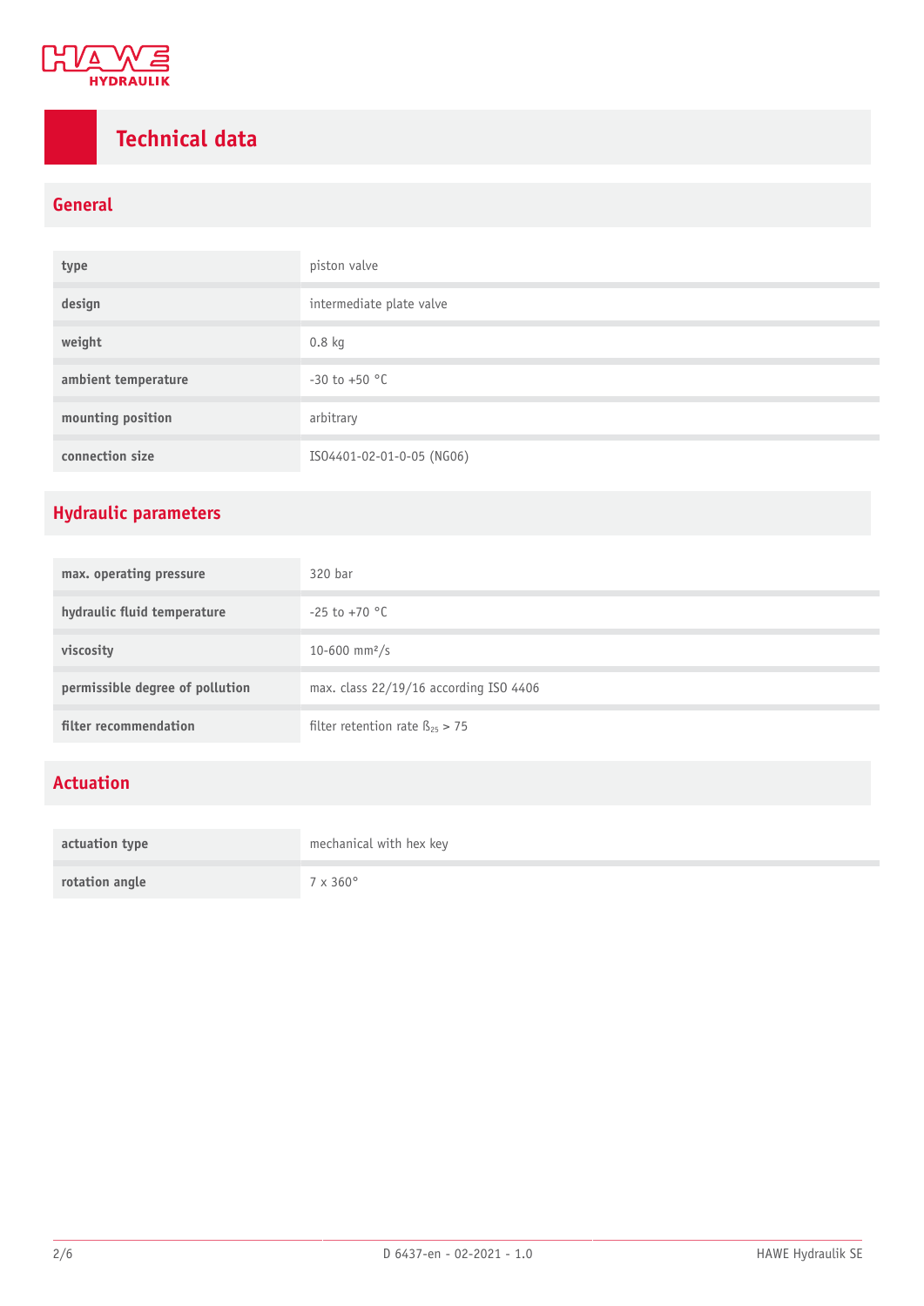# Technical data

## General

| | |
|---|---|
| type | piston valve |
| design | intermediate plate valve |
| weight | 0.8 kg |
| ambient temperature | -30 to +50 °C |
| mounting position | arbitrary |
| connection size | ISO4401-02-01-0-05 (NG06) |

## Hydraulic parameters

| | |
|---|---|
| max. operating pressure | 320 bar |
| hydraulic fluid temperature | -25 to +70 °C |
| viscosity | 10-600 $mm^2/s$ |
| permissible degree of pollution | max. class 22/19/16 according ISO 4406 |
| filter recommendation | filter retention rate $ß_{25} > 75$ |

## Actuation

| | |
|---|---|
| actuation type | mechanical with hex key |
| rotation angle | 7 x 360° |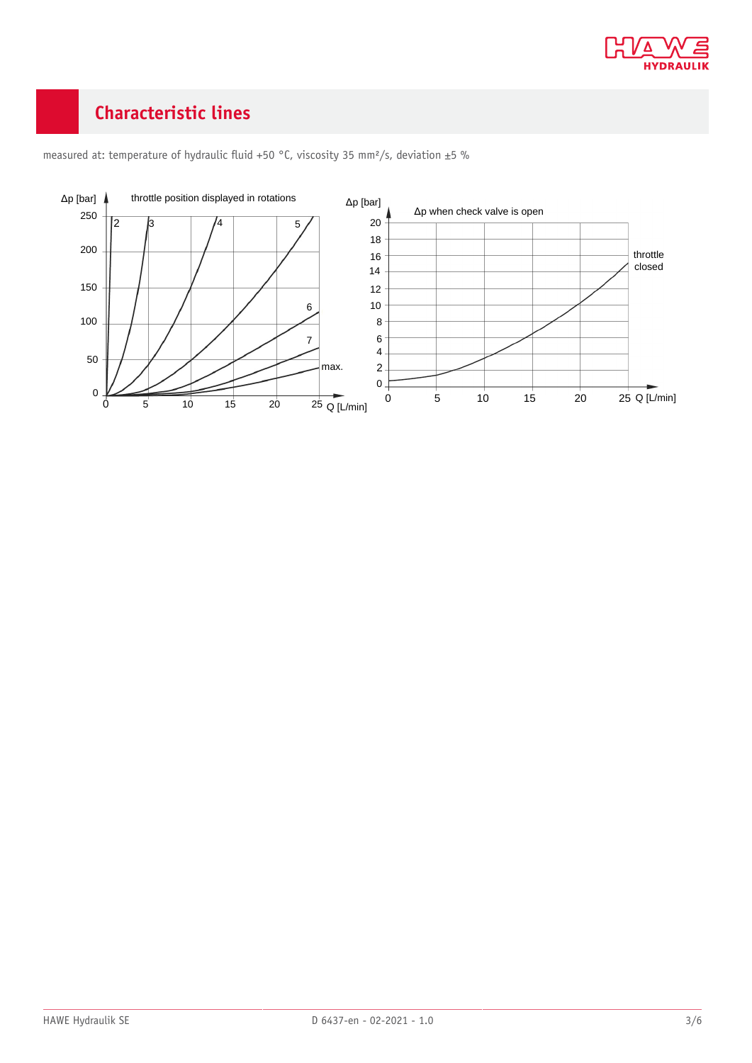## Characteristic lines

measured at: temperature of hydraulic fluid +50 °C, viscosity 35 mm²/s, deviation ±5 %

Δp [bar] throttle position displayed in rotations

Δp [bar] Δp when check valve is open

throttle closed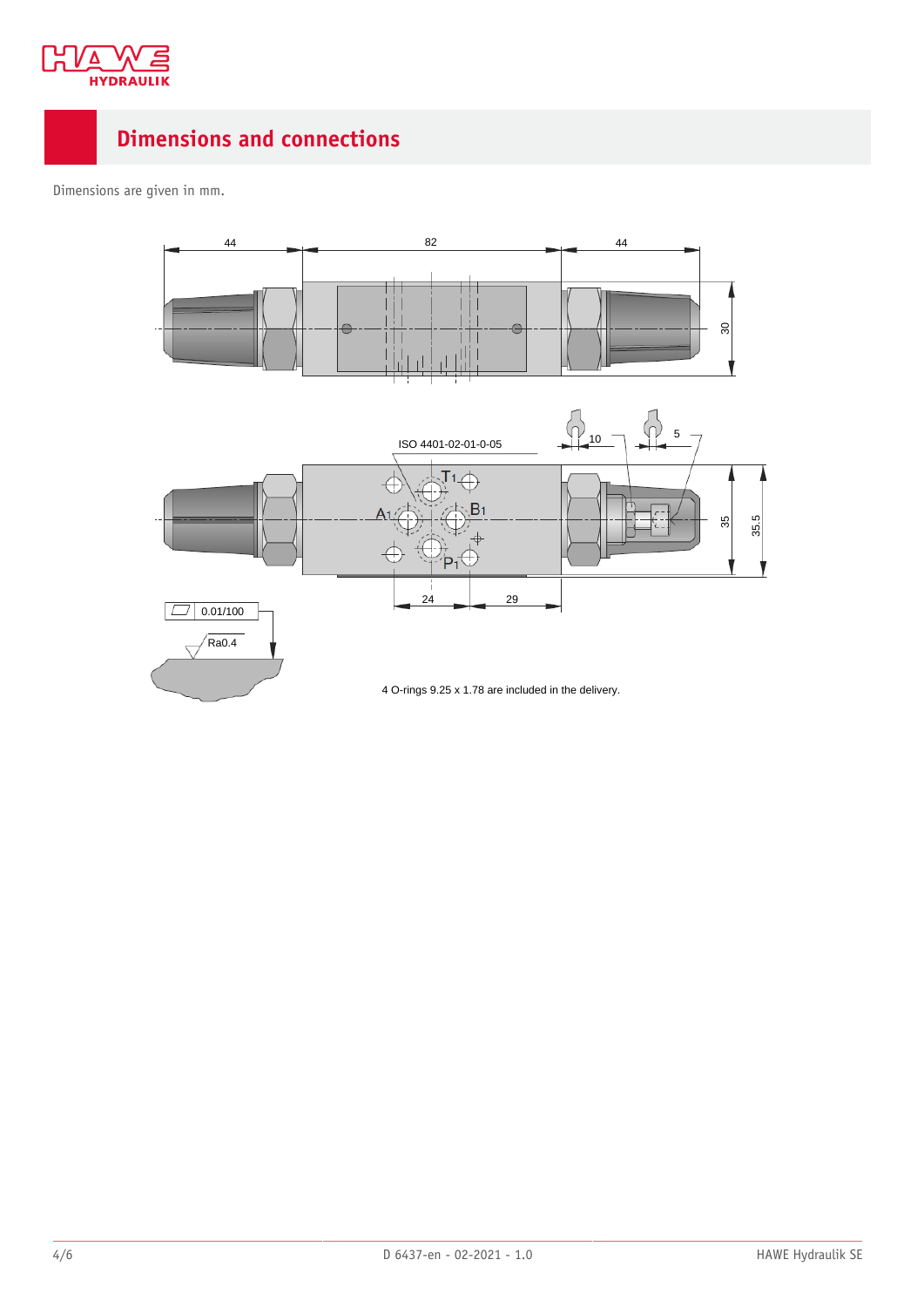## Dimensions and connections

Dimensions are given in mm.

44 | 82 | 44

30

ISO 4401-02-01-0-05

10 | 5

$T_1$ | $A_1$ | $B_1$ | $P_1$

35 | 35.5

24 | 29

0.01/100

Ra0.4

4 O-rings 9.25 x 1.78 are included in the delivery.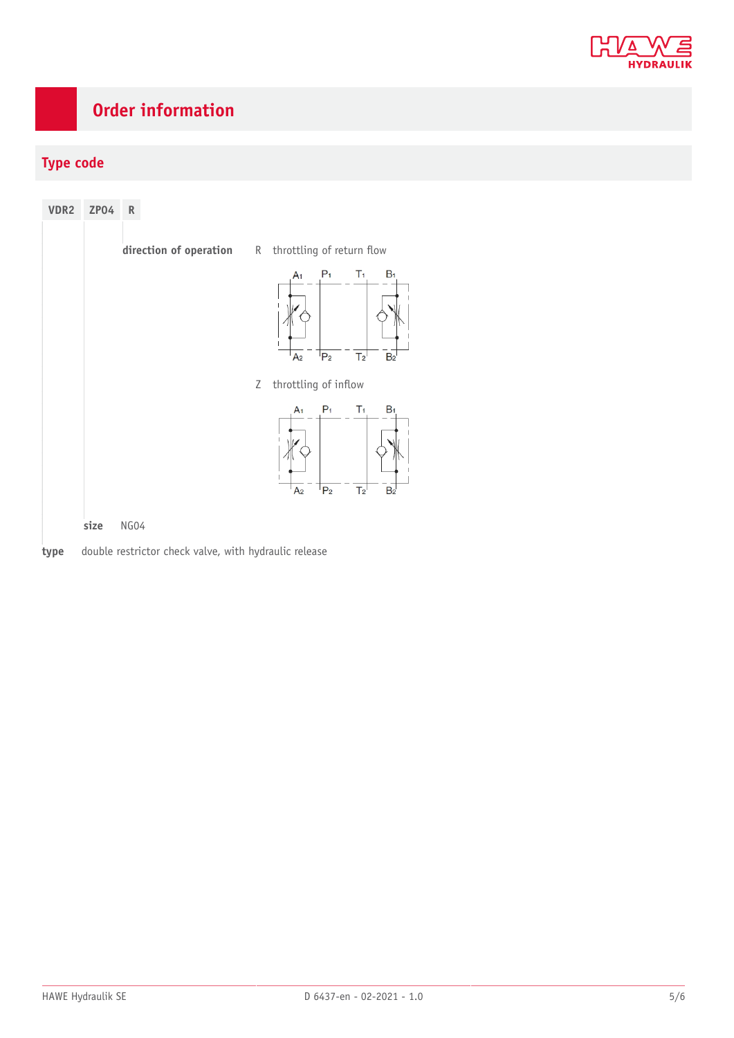# Order information

## Type code

| VDR2 | ZP04 | R |
|---|---|---|

**direction of operation**

R throttling of return flow

Z throttling of inflow

**size** NG04

**type** double restrictor check valve, with hydraulic release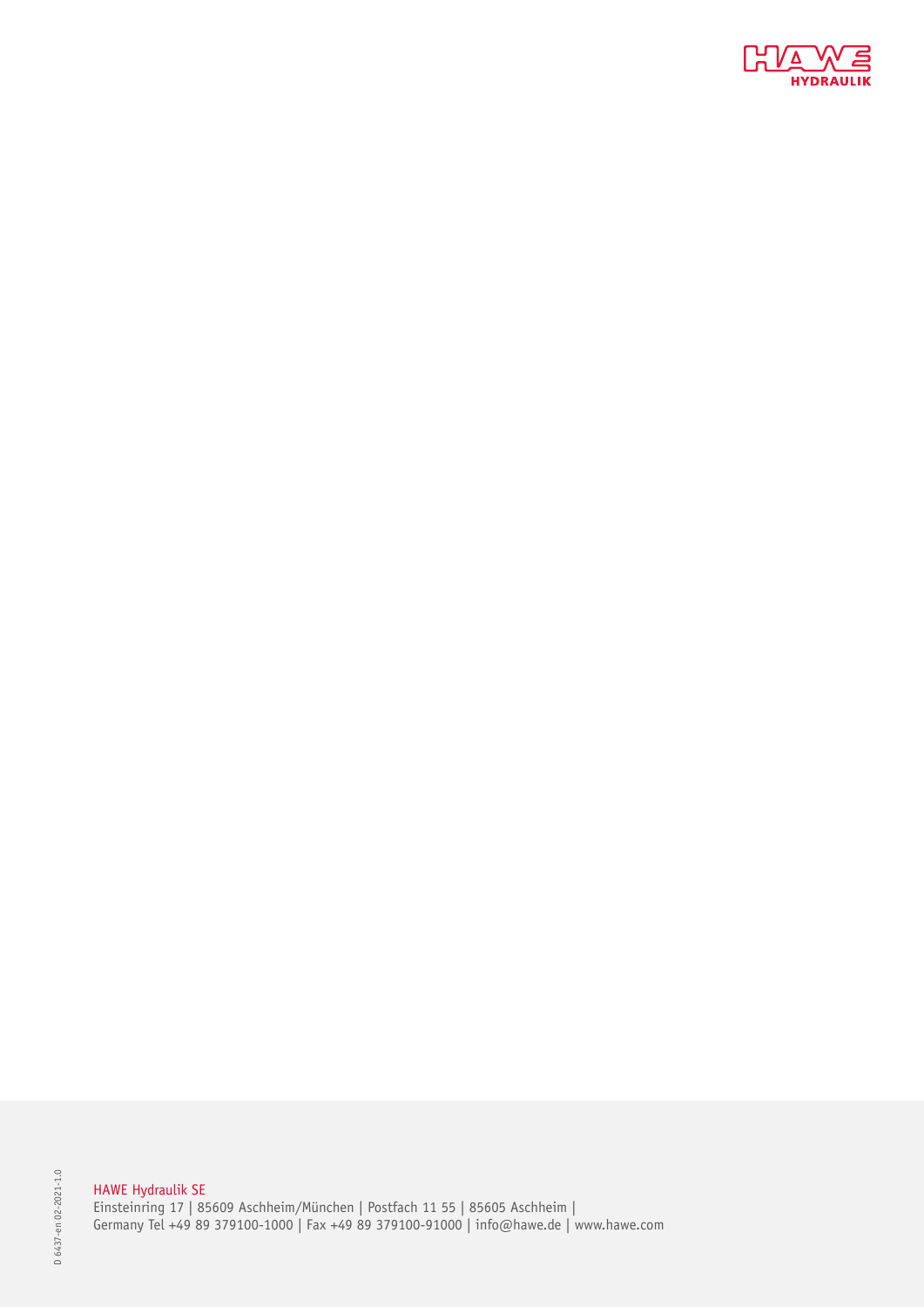HAWE Hydraulik SE
Einsteinring 17 | 85609 Aschheim/München | Postfach 11 55 | 85605 Aschheim |
Germany Tel +49 89 379100-1000 | Fax +49 89 379100-91000 | info@hawe.de | www.hawe.com

D 6437-en 02-2021-1.0